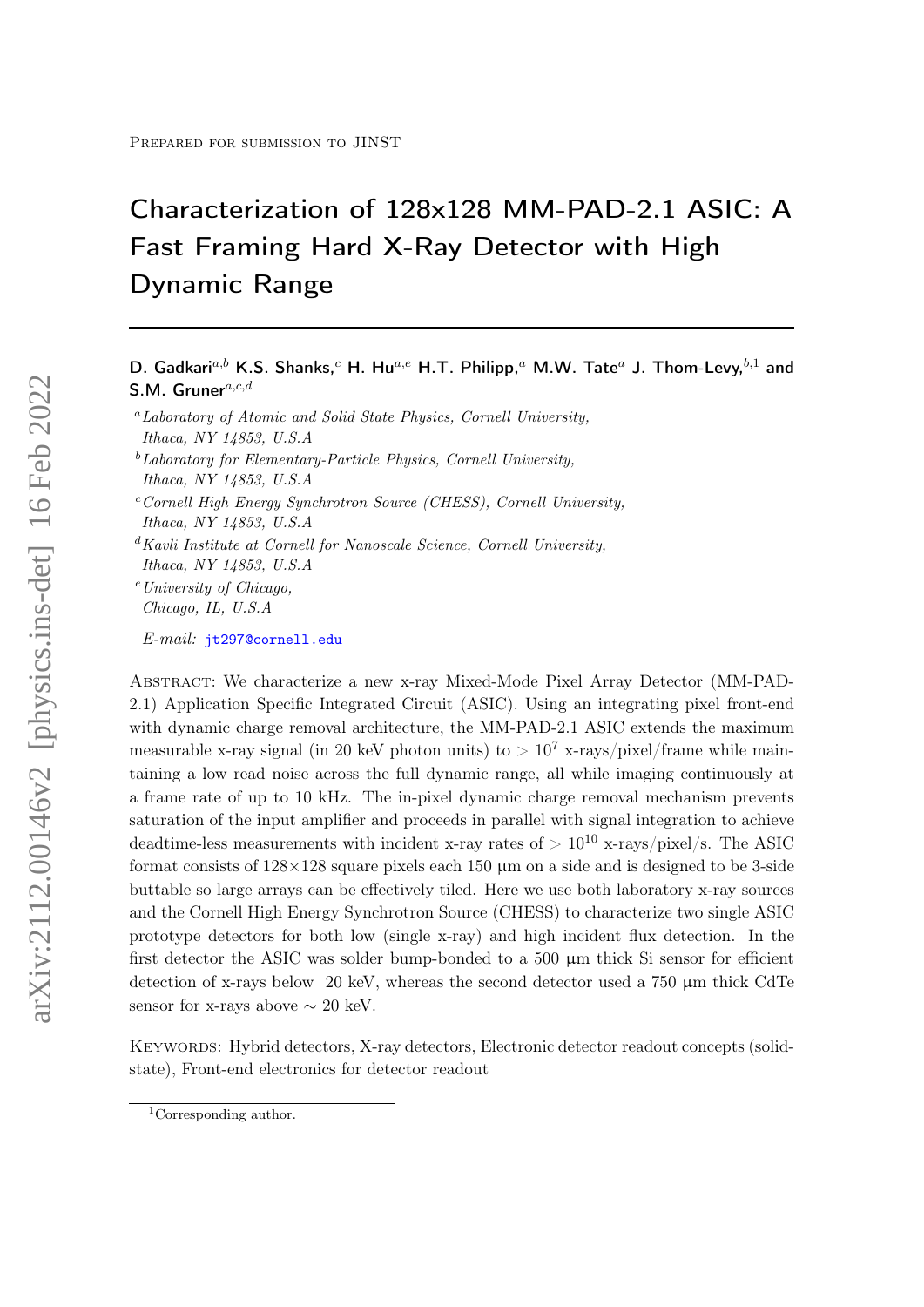Prepared for submission to JINST

# Characterization of 128x128 MM-PAD-2.1 ASIC: A Fast Framing Hard X-Ray Detector with High Dynamic Range

**D. Gadkari**[a,b] **K.S. Shanks,**[c] **H. Hu**[a,e] **H.T. Philipp,**[a] **M.W. Tate**[a] **J. Thom-Levy,**[b,1] **and S.M. Gruner**[a,c,d]

[a] *Laboratory of Atomic and Solid State Physics, Cornell University, Ithaca, NY 14853, U.S.A*

[b] *Laboratory for Elementary-Particle Physics, Cornell University, Ithaca, NY 14853, U.S.A*

[c] *Cornell High Energy Synchrotron Source (CHESS), Cornell University, Ithaca, NY 14853, U.S.A*

[d] *Kavli Institute at Cornell for Nanoscale Science, Cornell University, Ithaca, NY 14853, U.S.A*

[e] *University of Chicago, Chicago, IL, U.S.A*

*E-mail:* jt297@cornell.edu

Abstract: We characterize a new x-ray Mixed-Mode Pixel Array Detector (MM-PAD-2.1) Application Specific Integrated Circuit (ASIC). Using an integrating pixel front-end with dynamic charge removal architecture, the MM-PAD-2.1 ASIC extends the maximum measurable x-ray signal (in 20 keV photon units) to $> 10^7$ x-rays/pixel/frame while maintaining a low read noise across the full dynamic range, all while imaging continuously at a frame rate of up to 10 kHz. The in-pixel dynamic charge removal mechanism prevents saturation of the input amplifier and proceeds in parallel with signal integration to achieve deadtime-less measurements with incident x-ray rates of $> 10^{10}$ x-rays/pixel/s. The ASIC format consists of 128×128 square pixels each 150 µm on a side and is designed to be 3-side buttable so large arrays can be effectively tiled. Here we use both laboratory x-ray sources and the Cornell High Energy Synchrotron Source (CHESS) to characterize two single ASIC prototype detectors for both low (single x-ray) and high incident flux detection. In the first detector the ASIC was solder bump-bonded to a 500 µm thick Si sensor for efficient detection of x-rays below 20 keV, whereas the second detector used a 750 µm thick CdTe sensor for x-rays above $\sim$ 20 keV.

Keywords: Hybrid detectors, X-ray detectors, Electronic detector readout concepts (solid-state), Front-end electronics for detector readout

[1] Corresponding author.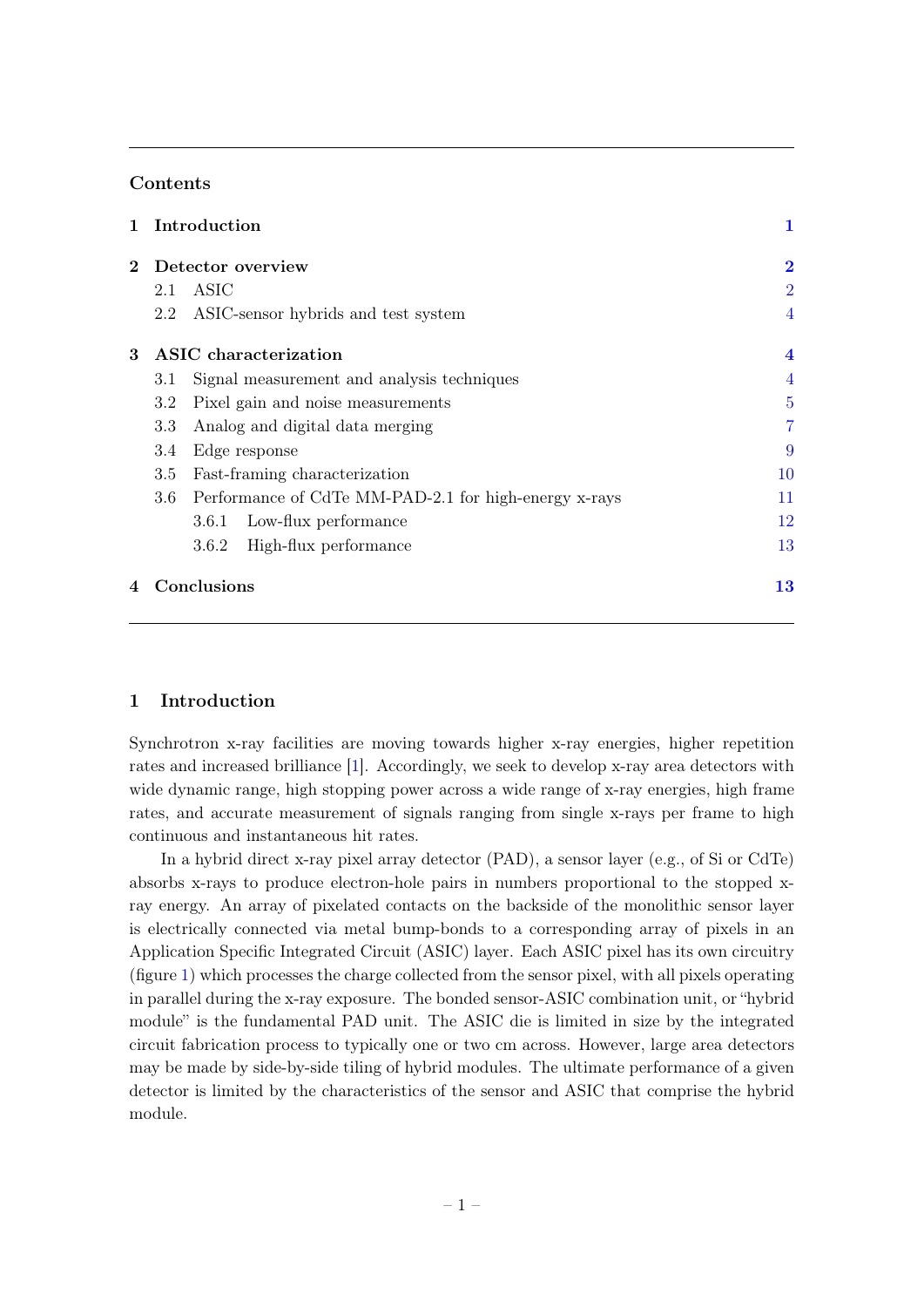## Contents

| | | |
|---|---|---|
| **1** | **Introduction** | **1** |
| **2** | **Detector overview** | **2** |
| | 2.1 ASIC | 2 |
| | 2.2 ASIC-sensor hybrids and test system | 4 |
| **3** | **ASIC characterization** | **4** |
| | 3.1 Signal measurement and analysis techniques | 4 |
| | 3.2 Pixel gain and noise measurements | 5 |
| | 3.3 Analog and digital data merging | 7 |
| | 3.4 Edge response | 9 |
| | 3.5 Fast-framing characterization | 10 |
| | 3.6 Performance of CdTe MM-PAD-2.1 for high-energy x-rays | 11 |
| | 3.6.1 Low-flux performance | 12 |
| | 3.6.2 High-flux performance | 13 |
| **4** | **Conclusions** | **13** |

## 1 Introduction

Synchrotron x-ray facilities are moving towards higher x-ray energies, higher repetition rates and increased brilliance [1]. Accordingly, we seek to develop x-ray area detectors with wide dynamic range, high stopping power across a wide range of x-ray energies, high frame rates, and accurate measurement of signals ranging from single x-rays per frame to high continuous and instantaneous hit rates.

In a hybrid direct x-ray pixel array detector (PAD), a sensor layer (e.g., of Si or CdTe) absorbs x-rays to produce electron-hole pairs in numbers proportional to the stopped x-ray energy. An array of pixelated contacts on the backside of the monolithic sensor layer is electrically connected via metal bump-bonds to a corresponding array of pixels in an Application Specific Integrated Circuit (ASIC) layer. Each ASIC pixel has its own circuitry (figure 1) which processes the charge collected from the sensor pixel, with all pixels operating in parallel during the x-ray exposure. The bonded sensor-ASIC combination unit, or "hybrid module" is the fundamental PAD unit. The ASIC die is limited in size by the integrated circuit fabrication process to typically one or two cm across. However, large area detectors may be made by side-by-side tiling of hybrid modules. The ultimate performance of a given detector is limited by the characteristics of the sensor and ASIC that comprise the hybrid module.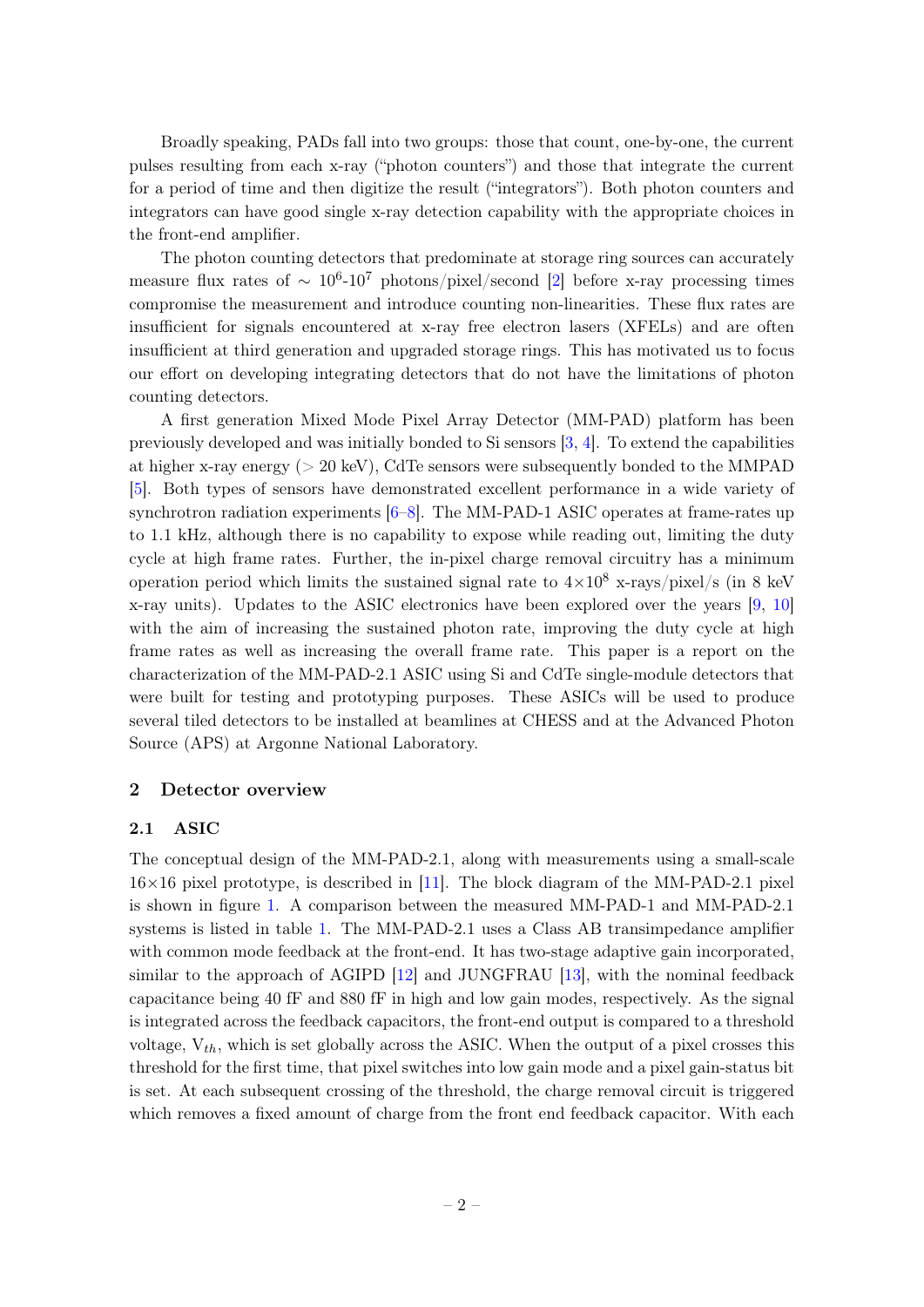Broadly speaking, PADs fall into two groups: those that count, one-by-one, the current pulses resulting from each x-ray ("photon counters") and those that integrate the current for a period of time and then digitize the result ("integrators"). Both photon counters and integrators can have good single x-ray detection capability with the appropriate choices in the front-end amplifier.

The photon counting detectors that predominate at storage ring sources can accurately measure flux rates of $\sim 10^6$-$10^7$ photons/pixel/second [2] before x-ray processing times compromise the measurement and introduce counting non-linearities. These flux rates are insufficient for signals encountered at x-ray free electron lasers (XFELs) and are often insufficient at third generation and upgraded storage rings. This has motivated us to focus our effort on developing integrating detectors that do not have the limitations of photon counting detectors.

A first generation Mixed Mode Pixel Array Detector (MM-PAD) platform has been previously developed and was initially bonded to Si sensors [3, 4]. To extend the capabilities at higher x-ray energy ($>$ 20 keV), CdTe sensors were subsequently bonded to the MMPAD [5]. Both types of sensors have demonstrated excellent performance in a wide variety of synchrotron radiation experiments [6–8]. The MM-PAD-1 ASIC operates at frame-rates up to 1.1 kHz, although there is no capability to expose while reading out, limiting the duty cycle at high frame rates. Further, the in-pixel charge removal circuitry has a minimum operation period which limits the sustained signal rate to $4{\times}10^8$ x-rays/pixel/s (in 8 keV x-ray units). Updates to the ASIC electronics have been explored over the years [9, 10] with the aim of increasing the sustained photon rate, improving the duty cycle at high frame rates as well as increasing the overall frame rate. This paper is a report on the characterization of the MM-PAD-2.1 ASIC using Si and CdTe single-module detectors that were built for testing and prototyping purposes. These ASICs will be used to produce several tiled detectors to be installed at beamlines at CHESS and at the Advanced Photon Source (APS) at Argonne National Laboratory.

## 2 Detector overview

### 2.1 ASIC

The conceptual design of the MM-PAD-2.1, along with measurements using a small-scale $16{\times}16$ pixel prototype, is described in [11]. The block diagram of the MM-PAD-2.1 pixel is shown in figure 1. A comparison between the measured MM-PAD-1 and MM-PAD-2.1 systems is listed in table 1. The MM-PAD-2.1 uses a Class AB transimpedance amplifier with common mode feedback at the front-end. It has two-stage adaptive gain incorporated, similar to the approach of AGIPD [12] and JUNGFRAU [13], with the nominal feedback capacitance being 40 fF and 880 fF in high and low gain modes, respectively. As the signal is integrated across the feedback capacitors, the front-end output is compared to a threshold voltage, $V_{th}$, which is set globally across the ASIC. When the output of a pixel crosses this threshold for the first time, that pixel switches into low gain mode and a pixel gain-status bit is set. At each subsequent crossing of the threshold, the charge removal circuit is triggered which removes a fixed amount of charge from the front end feedback capacitor. With each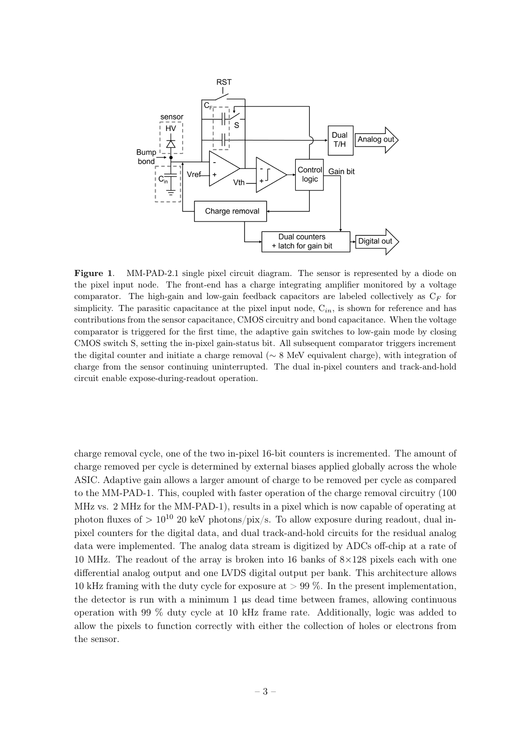**Figure 1**. MM-PAD-2.1 single pixel circuit diagram. The sensor is represented by a diode on the pixel input node. The front-end has a charge integrating amplifier monitored by a voltage comparator. The high-gain and low-gain feedback capacitors are labeled collectively as $C_F$ for simplicity. The parasitic capacitance at the pixel input node, $C_{in}$, is shown for reference and has contributions from the sensor capacitance, CMOS circuitry and bond capacitance. When the voltage comparator is triggered for the first time, the adaptive gain switches to low-gain mode by closing CMOS switch S, setting the in-pixel gain-status bit. All subsequent comparator triggers increment the digital counter and initiate a charge removal ($\sim$ 8 MeV equivalent charge), with integration of charge from the sensor continuing uninterrupted. The dual in-pixel counters and track-and-hold circuit enable expose-during-readout operation.

charge removal cycle, one of the two in-pixel 16-bit counters is incremented. The amount of charge removed per cycle is determined by external biases applied globally across the whole ASIC. Adaptive gain allows a larger amount of charge to be removed per cycle as compared to the MM-PAD-1. This, coupled with faster operation of the charge removal circuitry (100 MHz vs. 2 MHz for the MM-PAD-1), results in a pixel which is now capable of operating at photon fluxes of $> 10^{10}$ 20 keV photons/pix/s. To allow exposure during readout, dual in-pixel counters for the digital data, and dual track-and-hold circuits for the residual analog data were implemented. The analog data stream is digitized by ADCs off-chip at a rate of 10 MHz. The readout of the array is broken into 16 banks of $8\times128$ pixels each with one differential analog output and one LVDS digital output per bank. This architecture allows 10 kHz framing with the duty cycle for exposure at $> 99$ %. In the present implementation, the detector is run with a minimum 1 μs dead time between frames, allowing continuous operation with 99 % duty cycle at 10 kHz frame rate. Additionally, logic was added to allow the pixels to function correctly with either the collection of holes or electrons from the sensor.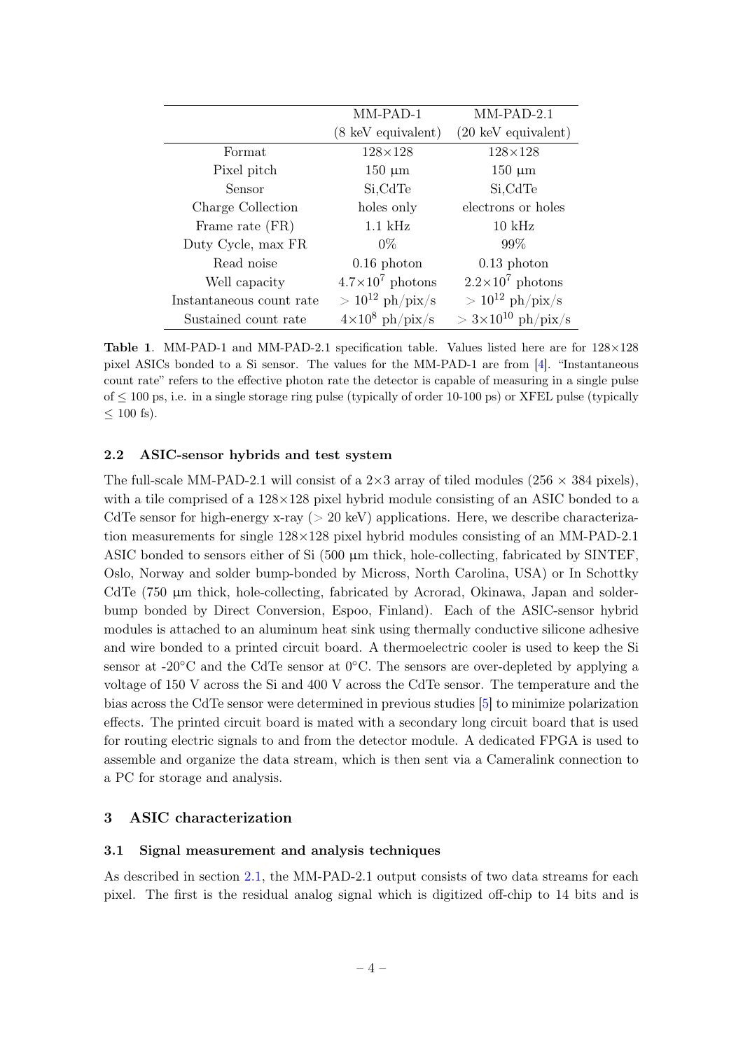| | MM-PAD-1 (8 keV equivalent) | MM-PAD-2.1 (20 keV equivalent) |
|---|---|---|
| Format | 128×128 | 128×128 |
| Pixel pitch | 150 μm | 150 μm |
| Sensor | Si,CdTe | Si,CdTe |
| Charge Collection | holes only | electrons or holes |
| Frame rate (FR) | 1.1 kHz | 10 kHz |
| Duty Cycle, max FR | 0% | 99% |
| Read noise | 0.16 photon | 0.13 photon |
| Well capacity | $4.7{\times}10^7$ photons | $2.2{\times}10^7$ photons |
| Instantaneous count rate | $> 10^{12}$ ph/pix/s | $> 10^{12}$ ph/pix/s |
| Sustained count rate | $4{\times}10^8$ ph/pix/s | $> 3{\times}10^{10}$ ph/pix/s |

**Table 1**. MM-PAD-1 and MM-PAD-2.1 specification table. Values listed here are for 128×128 pixel ASICs bonded to a Si sensor. The values for the MM-PAD-1 are from [4]. "Instantaneous count rate" refers to the effective photon rate the detector is capable of measuring in a single pulse of $\leq 100$ ps, i.e. in a single storage ring pulse (typically of order 10-100 ps) or XFEL pulse (typically $\leq 100$ fs).

### 2.2 ASIC-sensor hybrids and test system

The full-scale MM-PAD-2.1 will consist of a 2×3 array of tiled modules (256 × 384 pixels), with a tile comprised of a 128×128 pixel hybrid module consisting of an ASIC bonded to a CdTe sensor for high-energy x-ray (> 20 keV) applications. Here, we describe characterization measurements for single 128×128 pixel hybrid modules consisting of an MM-PAD-2.1 ASIC bonded to sensors either of Si (500 μm thick, hole-collecting, fabricated by SINTEF, Oslo, Norway and solder bump-bonded by Micross, North Carolina, USA) or In Schottky CdTe (750 μm thick, hole-collecting, fabricated by Acrorad, Okinawa, Japan and solder-bump bonded by Direct Conversion, Espoo, Finland). Each of the ASIC-sensor hybrid modules is attached to an aluminum heat sink using thermally conductive silicone adhesive and wire bonded to a printed circuit board. A thermoelectric cooler is used to keep the Si sensor at -20°C and the CdTe sensor at 0°C. The sensors are over-depleted by applying a voltage of 150 V across the Si and 400 V across the CdTe sensor. The temperature and the bias across the CdTe sensor were determined in previous studies [5] to minimize polarization effects. The printed circuit board is mated with a secondary long circuit board that is used for routing electric signals to and from the detector module. A dedicated FPGA is used to assemble and organize the data stream, which is then sent via a Cameralink connection to a PC for storage and analysis.

## 3 ASIC characterization

### 3.1 Signal measurement and analysis techniques

As described in section 2.1, the MM-PAD-2.1 output consists of two data streams for each pixel. The first is the residual analog signal which is digitized off-chip to 14 bits and is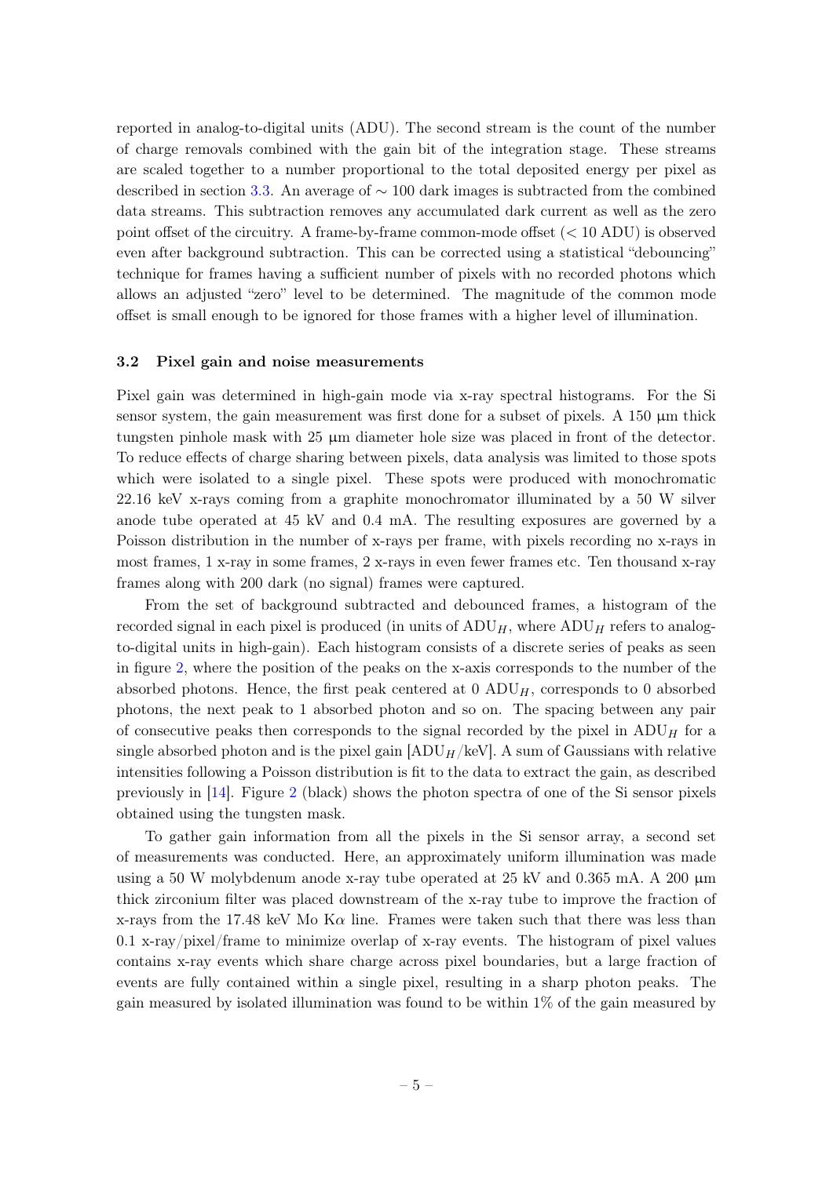reported in analog-to-digital units (ADU). The second stream is the count of the number of charge removals combined with the gain bit of the integration stage. These streams are scaled together to a number proportional to the total deposited energy per pixel as described in section 3.3. An average of $\sim 100$ dark images is subtracted from the combined data streams. This subtraction removes any accumulated dark current as well as the zero point offset of the circuitry. A frame-by-frame common-mode offset ($< 10$ ADU) is observed even after background subtraction. This can be corrected using a statistical "debouncing" technique for frames having a sufficient number of pixels with no recorded photons which allows an adjusted "zero" level to be determined. The magnitude of the common mode offset is small enough to be ignored for those frames with a higher level of illumination.

### 3.2 Pixel gain and noise measurements

Pixel gain was determined in high-gain mode via x-ray spectral histograms. For the Si sensor system, the gain measurement was first done for a subset of pixels. A 150 µm thick tungsten pinhole mask with 25 µm diameter hole size was placed in front of the detector. To reduce effects of charge sharing between pixels, data analysis was limited to those spots which were isolated to a single pixel. These spots were produced with monochromatic 22.16 keV x-rays coming from a graphite monochromator illuminated by a 50 W silver anode tube operated at 45 kV and 0.4 mA. The resulting exposures are governed by a Poisson distribution in the number of x-rays per frame, with pixels recording no x-rays in most frames, 1 x-ray in some frames, 2 x-rays in even fewer frames etc. Ten thousand x-ray frames along with 200 dark (no signal) frames were captured.

From the set of background subtracted and debounced frames, a histogram of the recorded signal in each pixel is produced (in units of $\mathrm{ADU}_H$, where $\mathrm{ADU}_H$ refers to analog-to-digital units in high-gain). Each histogram consists of a discrete series of peaks as seen in figure 2, where the position of the peaks on the x-axis corresponds to the number of the absorbed photons. Hence, the first peak centered at 0 $\mathrm{ADU}_H$, corresponds to 0 absorbed photons, the next peak to 1 absorbed photon and so on. The spacing between any pair of consecutive peaks then corresponds to the signal recorded by the pixel in $\mathrm{ADU}_H$ for a single absorbed photon and is the pixel gain [$\mathrm{ADU}_H$/keV]. A sum of Gaussians with relative intensities following a Poisson distribution is fit to the data to extract the gain, as described previously in [14]. Figure 2 (black) shows the photon spectra of one of the Si sensor pixels obtained using the tungsten mask.

To gather gain information from all the pixels in the Si sensor array, a second set of measurements was conducted. Here, an approximately uniform illumination was made using a 50 W molybdenum anode x-ray tube operated at 25 kV and 0.365 mA. A 200 µm thick zirconium filter was placed downstream of the x-ray tube to improve the fraction of x-rays from the 17.48 keV Mo K$\alpha$ line. Frames were taken such that there was less than 0.1 x-ray/pixel/frame to minimize overlap of x-ray events. The histogram of pixel values contains x-ray events which share charge across pixel boundaries, but a large fraction of events are fully contained within a single pixel, resulting in a sharp photon peaks. The gain measured by isolated illumination was found to be within 1% of the gain measured by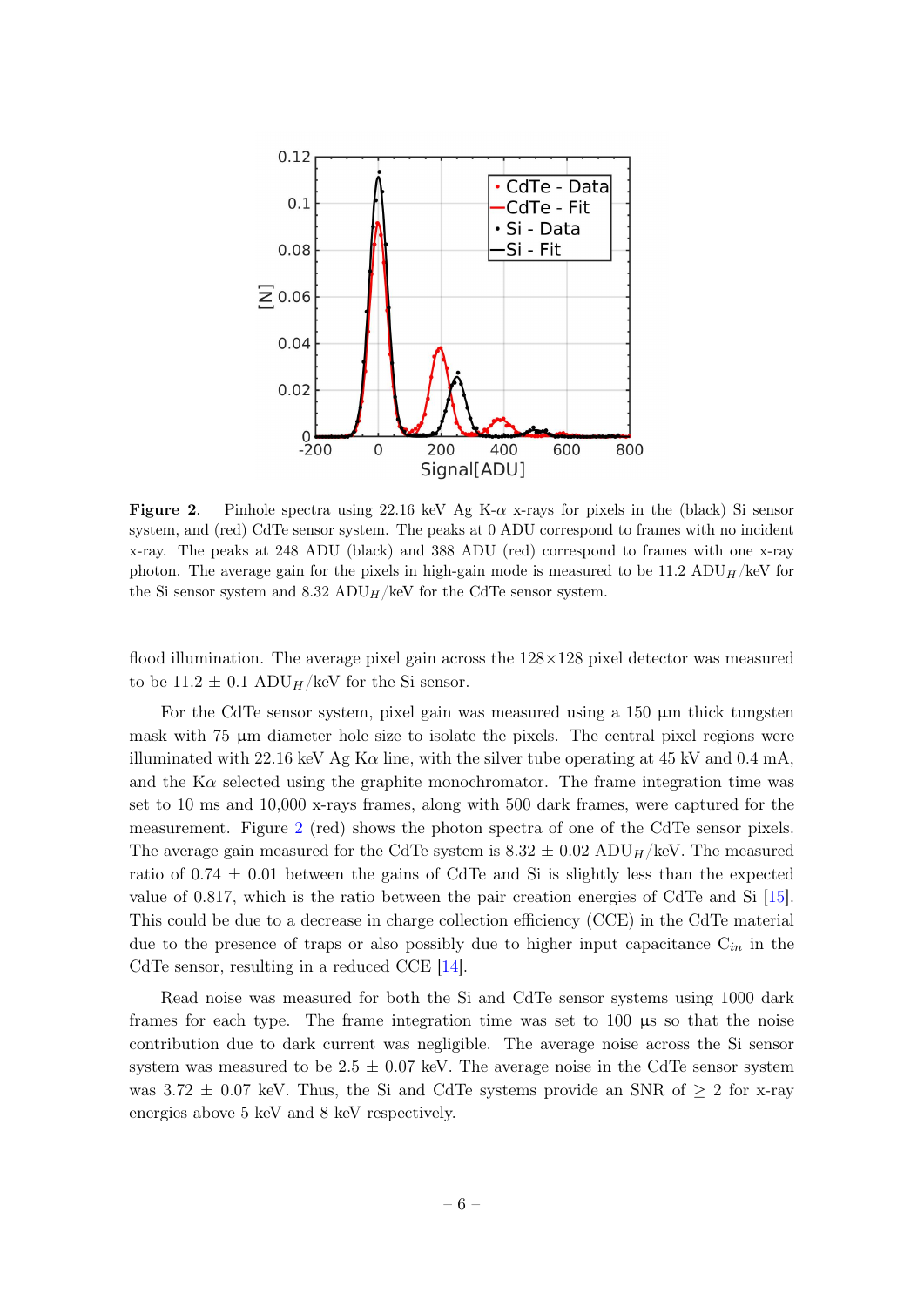**Figure 2**. Pinhole spectra using 22.16 keV Ag K-$\alpha$ x-rays for pixels in the (black) Si sensor system, and (red) CdTe sensor system. The peaks at 0 ADU correspond to frames with no incident x-ray. The peaks at 248 ADU (black) and 388 ADU (red) correspond to frames with one x-ray photon. The average gain for the pixels in high-gain mode is measured to be 11.2 $\mathrm{ADU}_H$/keV for the Si sensor system and 8.32 $\mathrm{ADU}_H$/keV for the CdTe sensor system.

flood illumination. The average pixel gain across the 128×128 pixel detector was measured to be 11.2 ± 0.1 $\mathrm{ADU}_H$/keV for the Si sensor.

For the CdTe sensor system, pixel gain was measured using a 150 µm thick tungsten mask with 75 µm diameter hole size to isolate the pixels. The central pixel regions were illuminated with 22.16 keV Ag K$\alpha$ line, with the silver tube operating at 45 kV and 0.4 mA, and the K$\alpha$ selected using the graphite monochromator. The frame integration time was set to 10 ms and 10,000 x-rays frames, along with 500 dark frames, were captured for the measurement. Figure 2 (red) shows the photon spectra of one of the CdTe sensor pixels. The average gain measured for the CdTe system is 8.32 ± 0.02 $\mathrm{ADU}_H$/keV. The measured ratio of 0.74 ± 0.01 between the gains of CdTe and Si is slightly less than the expected value of 0.817, which is the ratio between the pair creation energies of CdTe and Si [15]. This could be due to a decrease in charge collection efficiency (CCE) in the CdTe material due to the presence of traps or also possibly due to higher input capacitance $C_{in}$ in the CdTe sensor, resulting in a reduced CCE [14].

Read noise was measured for both the Si and CdTe sensor systems using 1000 dark frames for each type. The frame integration time was set to 100 µs so that the noise contribution due to dark current was negligible. The average noise across the Si sensor system was measured to be 2.5 ± 0.07 keV. The average noise in the CdTe sensor system was 3.72 ± 0.07 keV. Thus, the Si and CdTe systems provide an SNR of ≥ 2 for x-ray energies above 5 keV and 8 keV respectively.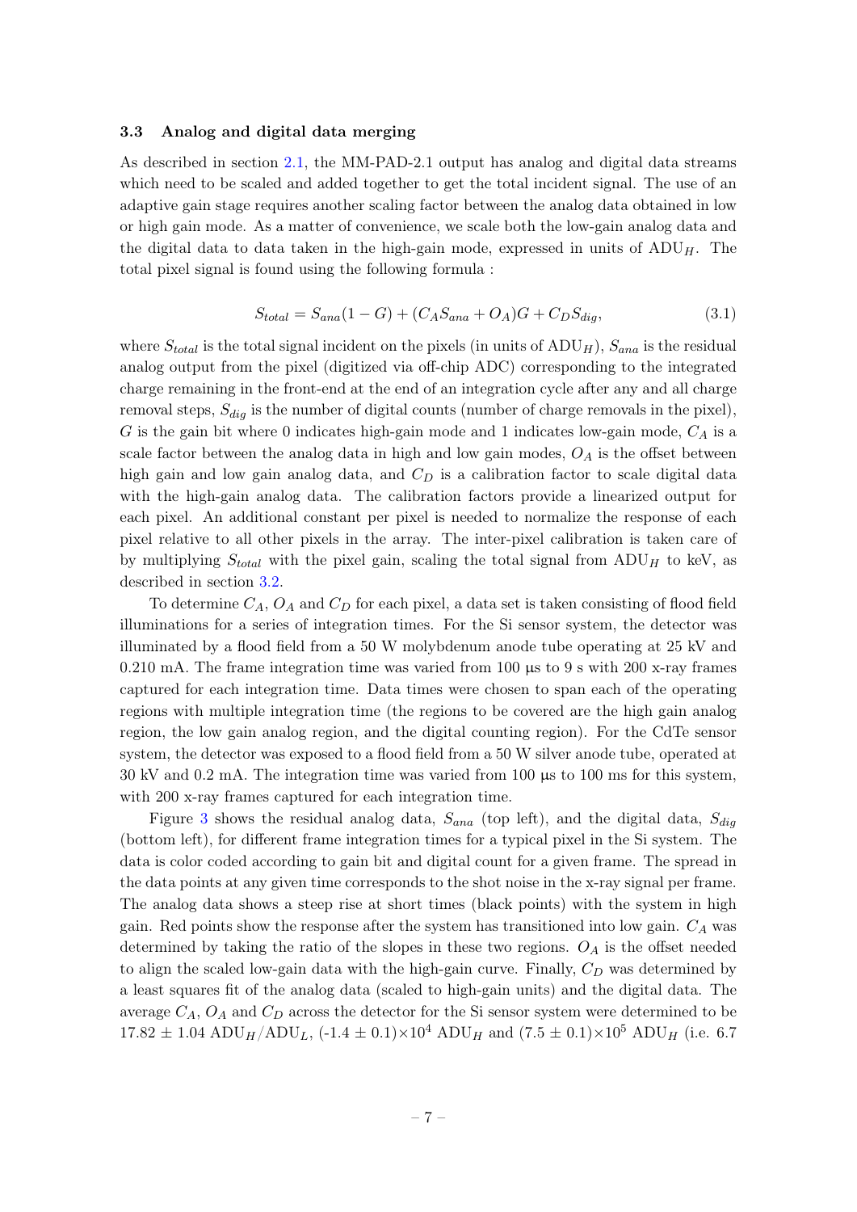### 3.3 Analog and digital data merging

As described in section 2.1, the MM-PAD-2.1 output has analog and digital data streams which need to be scaled and added together to get the total incident signal. The use of an adaptive gain stage requires another scaling factor between the analog data obtained in low or high gain mode. As a matter of convenience, we scale both the low-gain analog data and the digital data to data taken in the high-gain mode, expressed in units of $\mathrm{ADU}_H$. The total pixel signal is found using the following formula :

$$S_{total} = S_{ana}(1 - G) + (C_A S_{ana} + O_A)G + C_D S_{dig}, \tag{3.1}$$

where $S_{total}$ is the total signal incident on the pixels (in units of $\mathrm{ADU}_H$), $S_{ana}$ is the residual analog output from the pixel (digitized via off-chip ADC) corresponding to the integrated charge remaining in the front-end at the end of an integration cycle after any and all charge removal steps, $S_{dig}$ is the number of digital counts (number of charge removals in the pixel), $G$ is the gain bit where 0 indicates high-gain mode and 1 indicates low-gain mode, $C_A$ is a scale factor between the analog data in high and low gain modes, $O_A$ is the offset between high gain and low gain analog data, and $C_D$ is a calibration factor to scale digital data with the high-gain analog data. The calibration factors provide a linearized output for each pixel. An additional constant per pixel is needed to normalize the response of each pixel relative to all other pixels in the array. The inter-pixel calibration is taken care of by multiplying $S_{total}$ with the pixel gain, scaling the total signal from $\mathrm{ADU}_H$ to keV, as described in section 3.2.

To determine $C_A$, $O_A$ and $C_D$ for each pixel, a data set is taken consisting of flood field illuminations for a series of integration times. For the Si sensor system, the detector was illuminated by a flood field from a 50 W molybdenum anode tube operating at 25 kV and 0.210 mA. The frame integration time was varied from 100 µs to 9 s with 200 x-ray frames captured for each integration time. Data times were chosen to span each of the operating regions with multiple integration time (the regions to be covered are the high gain analog region, the low gain analog region, and the digital counting region). For the CdTe sensor system, the detector was exposed to a flood field from a 50 W silver anode tube, operated at 30 kV and 0.2 mA. The integration time was varied from 100 µs to 100 ms for this system, with 200 x-ray frames captured for each integration time.

Figure 3 shows the residual analog data, $S_{ana}$ (top left), and the digital data, $S_{dig}$ (bottom left), for different frame integration times for a typical pixel in the Si system. The data is color coded according to gain bit and digital count for a given frame. The spread in the data points at any given time corresponds to the shot noise in the x-ray signal per frame. The analog data shows a steep rise at short times (black points) with the system in high gain. Red points show the response after the system has transitioned into low gain. $C_A$ was determined by taking the ratio of the slopes in these two regions. $O_A$ is the offset needed to align the scaled low-gain data with the high-gain curve. Finally, $C_D$ was determined by a least squares fit of the analog data (scaled to high-gain units) and the digital data. The average $C_A$, $O_A$ and $C_D$ across the detector for the Si sensor system were determined to be $17.82 \pm 1.04$ $\mathrm{ADU}_H/\mathrm{ADU}_L$, $(-1.4 \pm 0.1)\times10^4$ $\mathrm{ADU}_H$ and $(7.5 \pm 0.1)\times10^5$ $\mathrm{ADU}_H$ (i.e. 6.7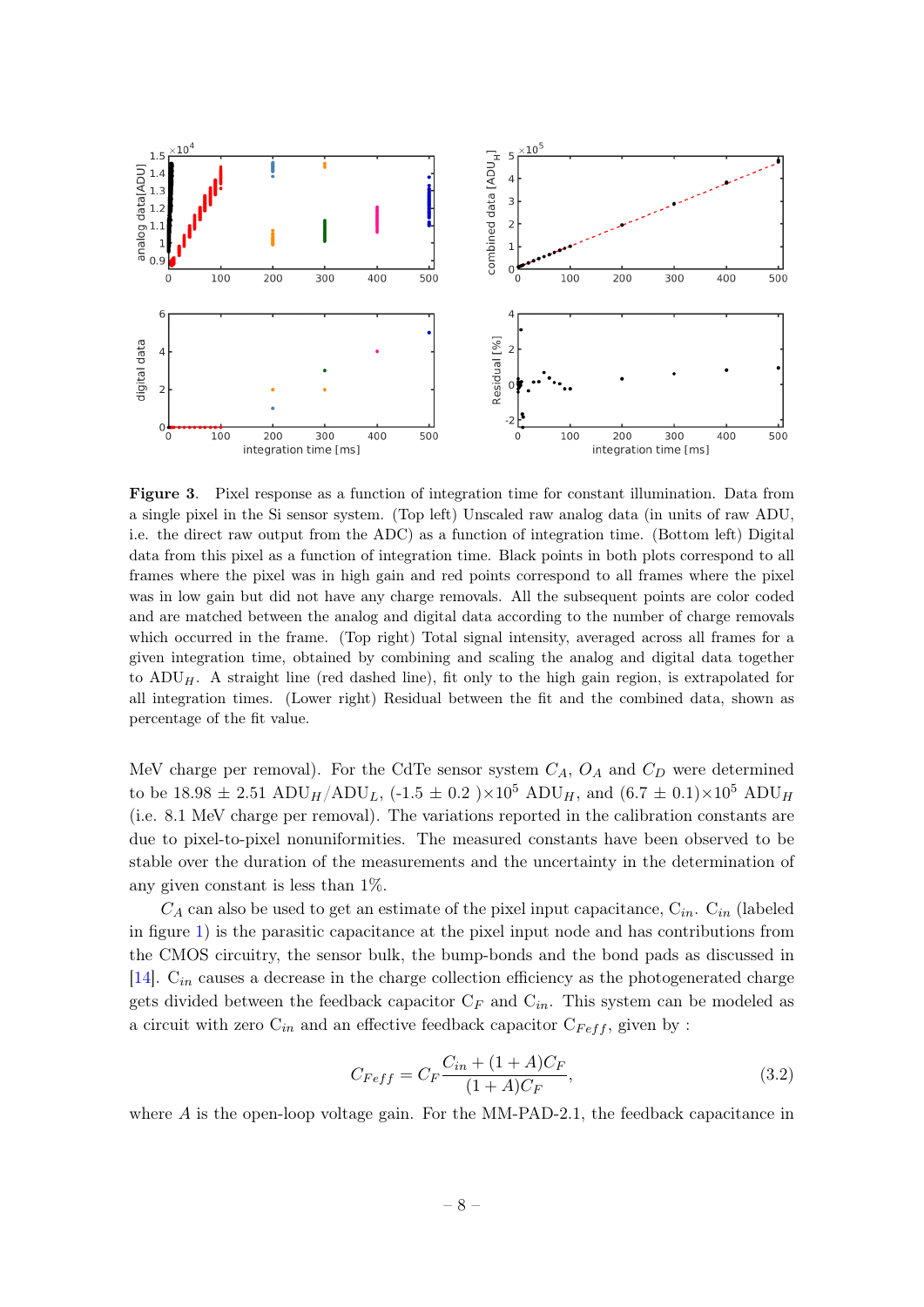**Figure 3**. Pixel response as a function of integration time for constant illumination. Data from a single pixel in the Si sensor system. (Top left) Unscaled raw analog data (in units of raw ADU, i.e. the direct raw output from the ADC) as a function of integration time. (Bottom left) Digital data from this pixel as a function of integration time. Black points in both plots correspond to all frames where the pixel was in high gain and red points correspond to all frames where the pixel was in low gain but did not have any charge removals. All the subsequent points are color coded and are matched between the analog and digital data according to the number of charge removals which occurred in the frame. (Top right) Total signal intensity, averaged across all frames for a given integration time, obtained by combining and scaling the analog and digital data together to $ADU_H$. A straight line (red dashed line), fit only to the high gain region, is extrapolated for all integration times. (Lower right) Residual between the fit and the combined data, shown as percentage of the fit value.

MeV charge per removal). For the CdTe sensor system $C_A$, $O_A$ and $C_D$ were determined to be 18.98 ± 2.51 $ADU_H/ADU_L$, (-1.5 ± 0.2 )$\times 10^5$ $ADU_H$, and (6.7 ± 0.1)$\times 10^5$ $ADU_H$ (i.e. 8.1 MeV charge per removal). The variations reported in the calibration constants are due to pixel-to-pixel nonuniformities. The measured constants have been observed to be stable over the duration of the measurements and the uncertainty in the determination of any given constant is less than 1%.

$C_A$ can also be used to get an estimate of the pixel input capacitance, $C_{in}$. $C_{in}$ (labeled in figure 1) is the parasitic capacitance at the pixel input node and has contributions from the CMOS circuitry, the sensor bulk, the bump-bonds and the bond pads as discussed in [14]. $C_{in}$ causes a decrease in the charge collection efficiency as the photogenerated charge gets divided between the feedback capacitor $C_F$ and $C_{in}$. This system can be modeled as a circuit with zero $C_{in}$ and an effective feedback capacitor $C_{Feff}$, given by :

$$C_{Feff} = C_F \frac{C_{in} + (1 + A)C_F}{(1 + A)C_F}, \tag{3.2}$$

where $A$ is the open-loop voltage gain. For the MM-PAD-2.1, the feedback capacitance in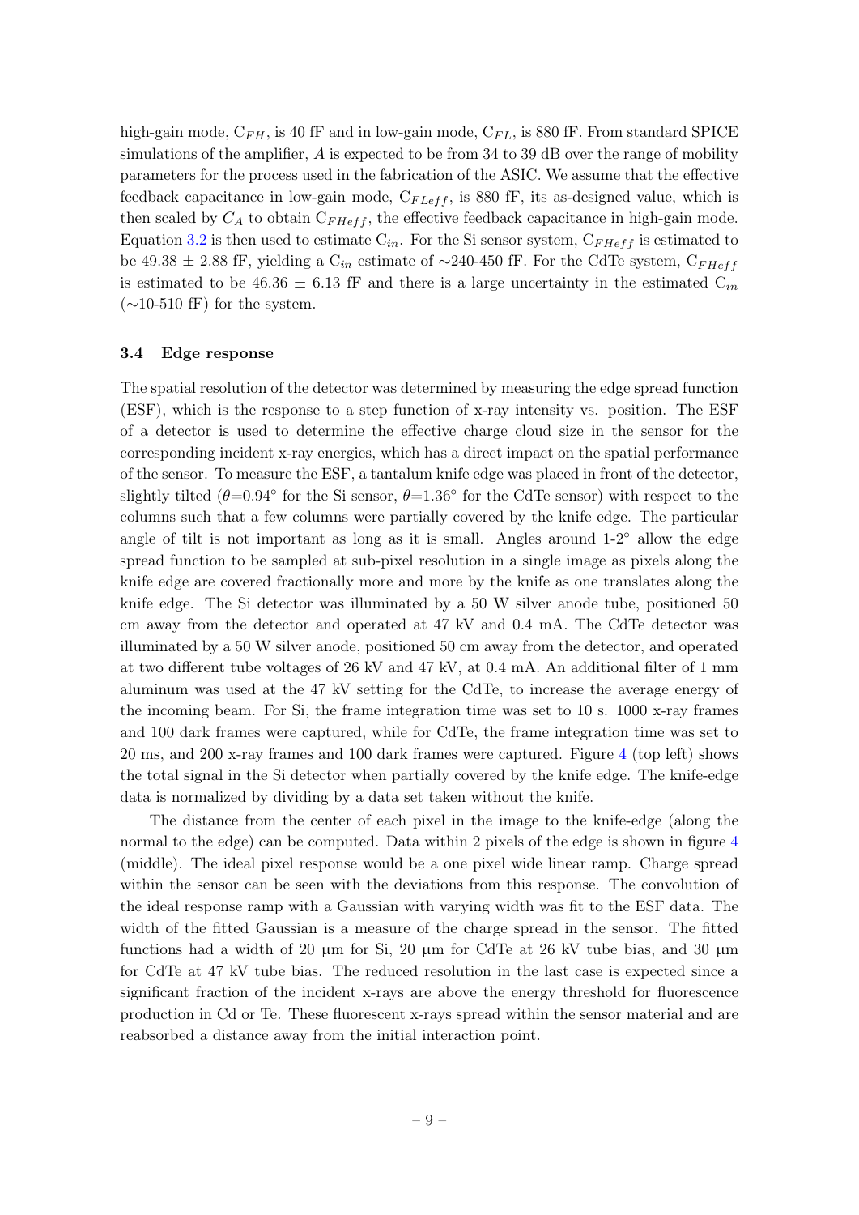high-gain mode, $C_{FH}$, is 40 fF and in low-gain mode, $C_{FL}$, is 880 fF. From standard SPICE simulations of the amplifier, $A$ is expected to be from 34 to 39 dB over the range of mobility parameters for the process used in the fabrication of the ASIC. We assume that the effective feedback capacitance in low-gain mode, $C_{FLeff}$, is 880 fF, its as-designed value, which is then scaled by $C_A$ to obtain $C_{FHeff}$, the effective feedback capacitance in high-gain mode. Equation 3.2 is then used to estimate $C_{in}$. For the Si sensor system, $C_{FHeff}$ is estimated to be 49.38 ± 2.88 fF, yielding a $C_{in}$ estimate of ∼240-450 fF. For the CdTe system, $C_{FHeff}$ is estimated to be 46.36 ± 6.13 fF and there is a large uncertainty in the estimated $C_{in}$ (∼10-510 fF) for the system.

### 3.4 Edge response

The spatial resolution of the detector was determined by measuring the edge spread function (ESF), which is the response to a step function of x-ray intensity vs. position. The ESF of a detector is used to determine the effective charge cloud size in the sensor for the corresponding incident x-ray energies, which has a direct impact on the spatial performance of the sensor. To measure the ESF, a tantalum knife edge was placed in front of the detector, slightly tilted ($\theta$=0.94° for the Si sensor, $\theta$=1.36° for the CdTe sensor) with respect to the columns such that a few columns were partially covered by the knife edge. The particular angle of tilt is not important as long as it is small. Angles around 1-2° allow the edge spread function to be sampled at sub-pixel resolution in a single image as pixels along the knife edge are covered fractionally more and more by the knife as one translates along the knife edge. The Si detector was illuminated by a 50 W silver anode tube, positioned 50 cm away from the detector and operated at 47 kV and 0.4 mA. The CdTe detector was illuminated by a 50 W silver anode, positioned 50 cm away from the detector, and operated at two different tube voltages of 26 kV and 47 kV, at 0.4 mA. An additional filter of 1 mm aluminum was used at the 47 kV setting for the CdTe, to increase the average energy of the incoming beam. For Si, the frame integration time was set to 10 s. 1000 x-ray frames and 100 dark frames were captured, while for CdTe, the frame integration time was set to 20 ms, and 200 x-ray frames and 100 dark frames were captured. Figure 4 (top left) shows the total signal in the Si detector when partially covered by the knife edge. The knife-edge data is normalized by dividing by a data set taken without the knife.

The distance from the center of each pixel in the image to the knife-edge (along the normal to the edge) can be computed. Data within 2 pixels of the edge is shown in figure 4 (middle). The ideal pixel response would be a one pixel wide linear ramp. Charge spread within the sensor can be seen with the deviations from this response. The convolution of the ideal response ramp with a Gaussian with varying width was fit to the ESF data. The width of the fitted Gaussian is a measure of the charge spread in the sensor. The fitted functions had a width of 20 µm for Si, 20 µm for CdTe at 26 kV tube bias, and 30 µm for CdTe at 47 kV tube bias. The reduced resolution in the last case is expected since a significant fraction of the incident x-rays are above the energy threshold for fluorescence production in Cd or Te. These fluorescent x-rays spread within the sensor material and are reabsorbed a distance away from the initial interaction point.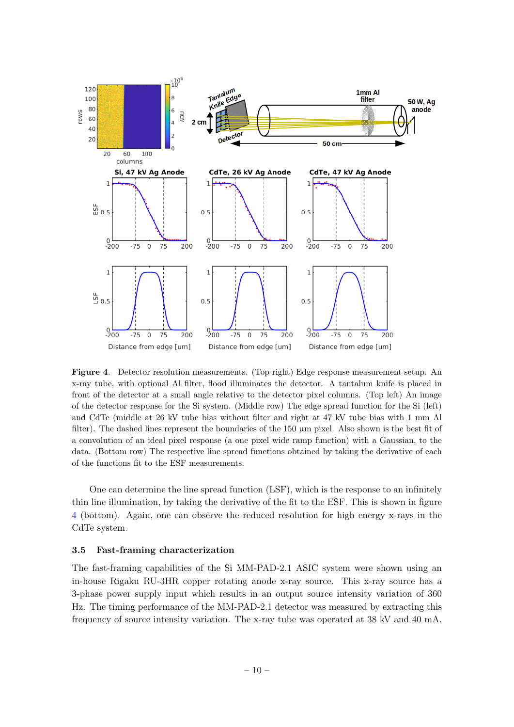**Figure 4**. Detector resolution measurements. (Top right) Edge response measurement setup. An x-ray tube, with optional Al filter, flood illuminates the detector. A tantalum knife is placed in front of the detector at a small angle relative to the detector pixel columns. (Top left) An image of the detector response for the Si system. (Middle row) The edge spread function for the Si (left) and CdTe (middle at 26 kV tube bias without filter and right at 47 kV tube bias with 1 mm Al filter). The dashed lines represent the boundaries of the 150 µm pixel. Also shown is the best fit of a convolution of an ideal pixel response (a one pixel wide ramp function) with a Gaussian, to the data. (Bottom row) The respective line spread functions obtained by taking the derivative of each of the functions fit to the ESF measurements.

One can determine the line spread function (LSF), which is the response to an infinitely thin line illumination, by taking the derivative of the fit to the ESF. This is shown in figure 4 (bottom). Again, one can observe the reduced resolution for high energy x-rays in the CdTe system.

### 3.5 Fast-framing characterization

The fast-framing capabilities of the Si MM-PAD-2.1 ASIC system were shown using an in-house Rigaku RU-3HR copper rotating anode x-ray source. This x-ray source has a 3-phase power supply input which results in an output source intensity variation of 360 Hz. The timing performance of the MM-PAD-2.1 detector was measured by extracting this frequency of source intensity variation. The x-ray tube was operated at 38 kV and 40 mA.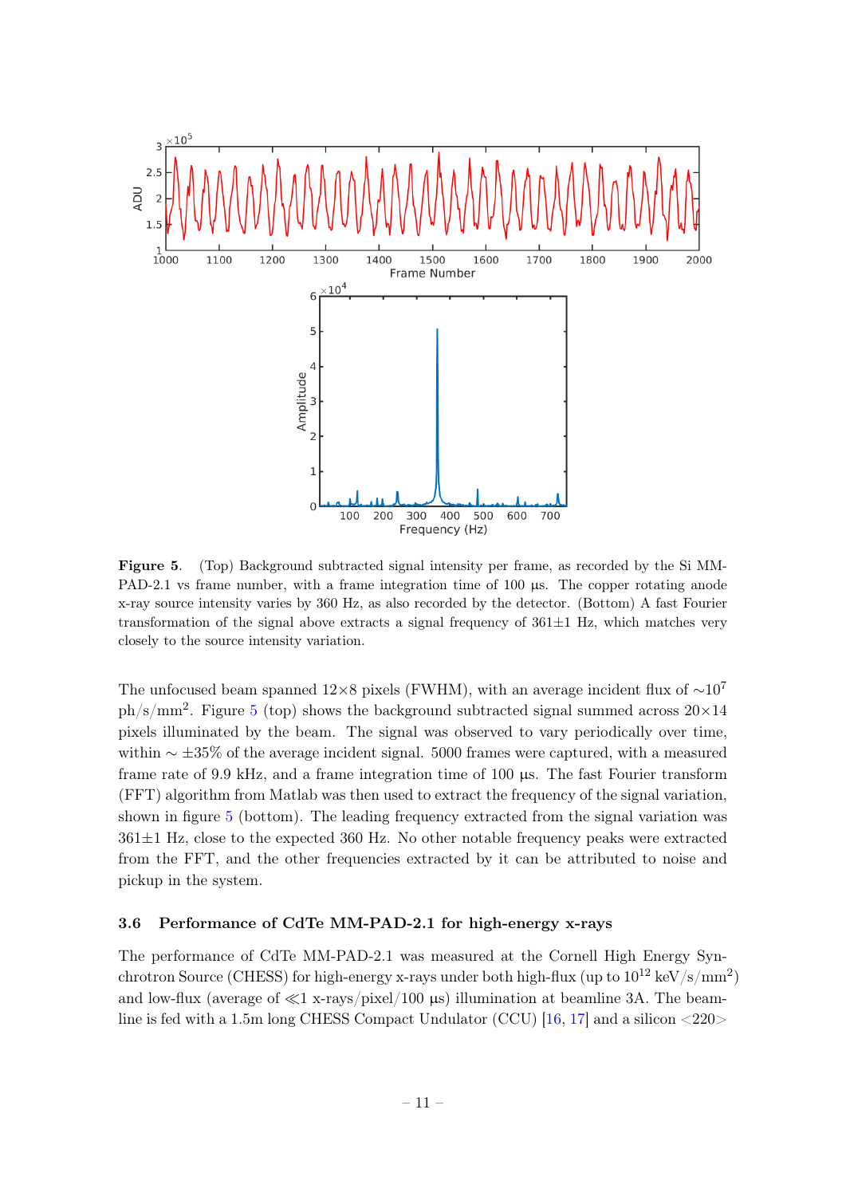**Figure 5**. (Top) Background subtracted signal intensity per frame, as recorded by the Si MM-PAD-2.1 vs frame number, with a frame integration time of 100 µs. The copper rotating anode x-ray source intensity varies by 360 Hz, as also recorded by the detector. (Bottom) A fast Fourier transformation of the signal above extracts a signal frequency of 361±1 Hz, which matches very closely to the source intensity variation.

The unfocused beam spanned 12×8 pixels (FWHM), with an average incident flux of $\sim 10^7$ ph/s/mm$^2$. Figure 5 (top) shows the background subtracted signal summed across 20×14 pixels illuminated by the beam. The signal was observed to vary periodically over time, within $\sim \pm 35\%$ of the average incident signal. 5000 frames were captured, with a measured frame rate of 9.9 kHz, and a frame integration time of 100 µs. The fast Fourier transform (FFT) algorithm from Matlab was then used to extract the frequency of the signal variation, shown in figure 5 (bottom). The leading frequency extracted from the signal variation was 361±1 Hz, close to the expected 360 Hz. No other notable frequency peaks were extracted from the FFT, and the other frequencies extracted by it can be attributed to noise and pickup in the system.

### 3.6 Performance of CdTe MM-PAD-2.1 for high-energy x-rays

The performance of CdTe MM-PAD-2.1 was measured at the Cornell High Energy Synchrotron Source (CHESS) for high-energy x-rays under both high-flux (up to $10^{12}$ keV/s/mm$^2$) and low-flux (average of $\ll$1 x-rays/pixel/100 µs) illumination at beamline 3A. The beamline is fed with a 1.5m long CHESS Compact Undulator (CCU) [16, 17] and a silicon <220>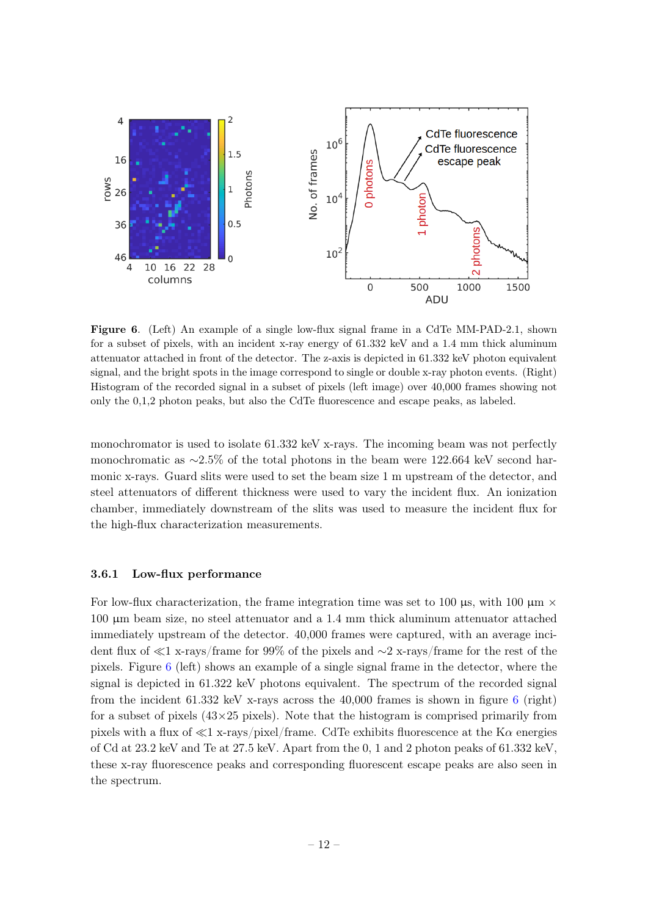**Figure 6**. (Left) An example of a single low-flux signal frame in a CdTe MM-PAD-2.1, shown for a subset of pixels, with an incident x-ray energy of 61.332 keV and a 1.4 mm thick aluminum attenuator attached in front of the detector. The z-axis is depicted in 61.332 keV photon equivalent signal, and the bright spots in the image correspond to single or double x-ray photon events. (Right) Histogram of the recorded signal in a subset of pixels (left image) over 40,000 frames showing not only the 0,1,2 photon peaks, but also the CdTe fluorescence and escape peaks, as labeled.

monochromator is used to isolate 61.332 keV x-rays. The incoming beam was not perfectly monochromatic as ∼2.5% of the total photons in the beam were 122.664 keV second harmonic x-rays. Guard slits were used to set the beam size 1 m upstream of the detector, and steel attenuators of different thickness were used to vary the incident flux. An ionization chamber, immediately downstream of the slits was used to measure the incident flux for the high-flux characterization measurements.

### 3.6.1 Low-flux performance

For low-flux characterization, the frame integration time was set to 100 µs, with 100 µm × 100 µm beam size, no steel attenuator and a 1.4 mm thick aluminum attenuator attached immediately upstream of the detector. 40,000 frames were captured, with an average incident flux of ≪1 x-rays/frame for 99% of the pixels and ∼2 x-rays/frame for the rest of the pixels. Figure 6 (left) shows an example of a single signal frame in the detector, where the signal is depicted in 61.322 keV photons equivalent. The spectrum of the recorded signal from the incident 61.332 keV x-rays across the 40,000 frames is shown in figure 6 (right) for a subset of pixels (43×25 pixels). Note that the histogram is comprised primarily from pixels with a flux of ≪1 x-rays/pixel/frame. CdTe exhibits fluorescence at the K$\alpha$ energies of Cd at 23.2 keV and Te at 27.5 keV. Apart from the 0, 1 and 2 photon peaks of 61.332 keV, these x-ray fluorescence peaks and corresponding fluorescent escape peaks are also seen in the spectrum.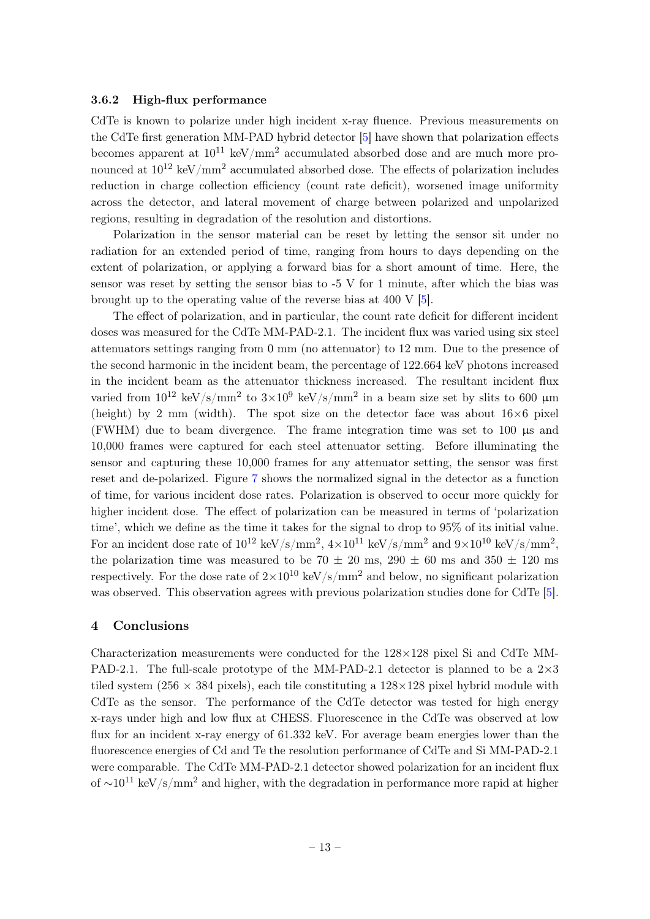### 3.6.2 High-flux performance

CdTe is known to polarize under high incident x-ray fluence. Previous measurements on the CdTe first generation MM-PAD hybrid detector [5] have shown that polarization effects becomes apparent at $10^{11}$ keV/mm$^2$ accumulated absorbed dose and are much more pronounced at $10^{12}$ keV/mm$^2$ accumulated absorbed dose. The effects of polarization includes reduction in charge collection efficiency (count rate deficit), worsened image uniformity across the detector, and lateral movement of charge between polarized and unpolarized regions, resulting in degradation of the resolution and distortions.

Polarization in the sensor material can be reset by letting the sensor sit under no radiation for an extended period of time, ranging from hours to days depending on the extent of polarization, or applying a forward bias for a short amount of time. Here, the sensor was reset by setting the sensor bias to -5 V for 1 minute, after which the bias was brought up to the operating value of the reverse bias at 400 V [5].

The effect of polarization, and in particular, the count rate deficit for different incident doses was measured for the CdTe MM-PAD-2.1. The incident flux was varied using six steel attenuators settings ranging from 0 mm (no attenuator) to 12 mm. Due to the presence of the second harmonic in the incident beam, the percentage of 122.664 keV photons increased in the incident beam as the attenuator thickness increased. The resultant incident flux varied from $10^{12}$ keV/s/mm$^2$ to $3{\times}10^9$ keV/s/mm$^2$ in a beam size set by slits to 600 μm (height) by 2 mm (width). The spot size on the detector face was about 16×6 pixel (FWHM) due to beam divergence. The frame integration time was set to 100 μs and 10,000 frames were captured for each steel attenuator setting. Before illuminating the sensor and capturing these 10,000 frames for any attenuator setting, the sensor was first reset and de-polarized. Figure 7 shows the normalized signal in the detector as a function of time, for various incident dose rates. Polarization is observed to occur more quickly for higher incident dose. The effect of polarization can be measured in terms of 'polarization time', which we define as the time it takes for the signal to drop to 95% of its initial value. For an incident dose rate of $10^{12}$ keV/s/mm$^2$, $4{\times}10^{11}$ keV/s/mm$^2$ and $9{\times}10^{10}$ keV/s/mm$^2$, the polarization time was measured to be 70 ± 20 ms, 290 ± 60 ms and 350 ± 120 ms respectively. For the dose rate of $2{\times}10^{10}$ keV/s/mm$^2$ and below, no significant polarization was observed. This observation agrees with previous polarization studies done for CdTe [5].

## 4 Conclusions

Characterization measurements were conducted for the 128×128 pixel Si and CdTe MM-PAD-2.1. The full-scale prototype of the MM-PAD-2.1 detector is planned to be a 2×3 tiled system (256 × 384 pixels), each tile constituting a 128×128 pixel hybrid module with CdTe as the sensor. The performance of the CdTe detector was tested for high energy x-rays under high and low flux at CHESS. Fluorescence in the CdTe was observed at low flux for an incident x-ray energy of 61.332 keV. For average beam energies lower than the fluorescence energies of Cd and Te the resolution performance of CdTe and Si MM-PAD-2.1 were comparable. The CdTe MM-PAD-2.1 detector showed polarization for an incident flux of $\sim 10^{11}$ keV/s/mm$^2$ and higher, with the degradation in performance more rapid at higher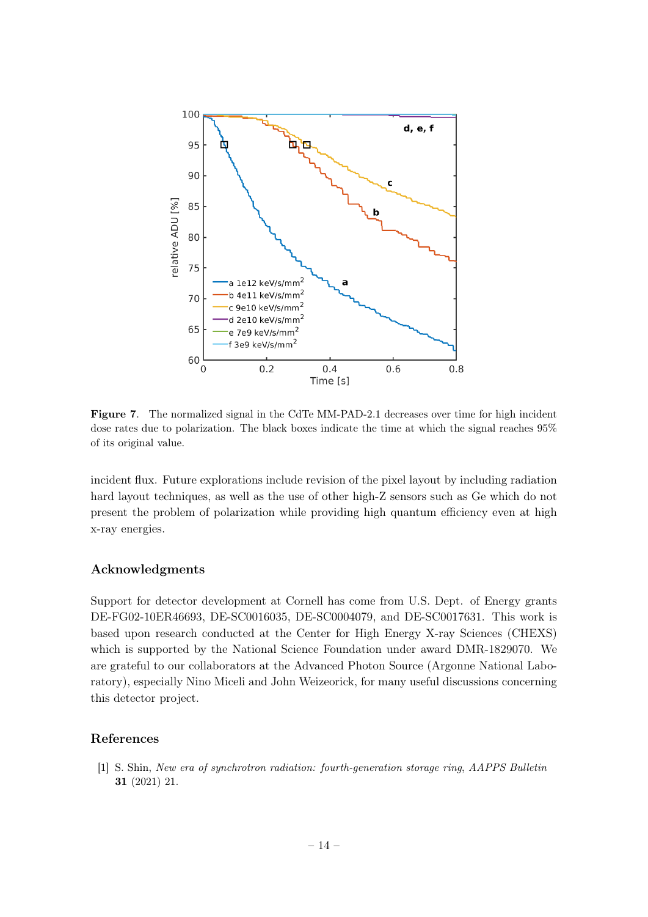**Figure 7.** The normalized signal in the CdTe MM-PAD-2.1 decreases over time for high incident dose rates due to polarization. The black boxes indicate the time at which the signal reaches 95% of its original value.

incident flux. Future explorations include revision of the pixel layout by including radiation hard layout techniques, as well as the use of other high-Z sensors such as Ge which do not present the problem of polarization while providing high quantum efficiency even at high x-ray energies.

## Acknowledgments

Support for detector development at Cornell has come from U.S. Dept. of Energy grants DE-FG02-10ER46693, DE-SC0016035, DE-SC0004079, and DE-SC0017631. This work is based upon research conducted at the Center for High Energy X-ray Sciences (CHEXS) which is supported by the National Science Foundation under award DMR-1829070. We are grateful to our collaborators at the Advanced Photon Source (Argonne National Laboratory), especially Nino Miceli and John Weizeorick, for many useful discussions concerning this detector project.

## References

[1] S. Shin, *New era of synchrotron radiation: fourth-generation storage ring*, *AAPPS Bulletin* **31** (2021) 21.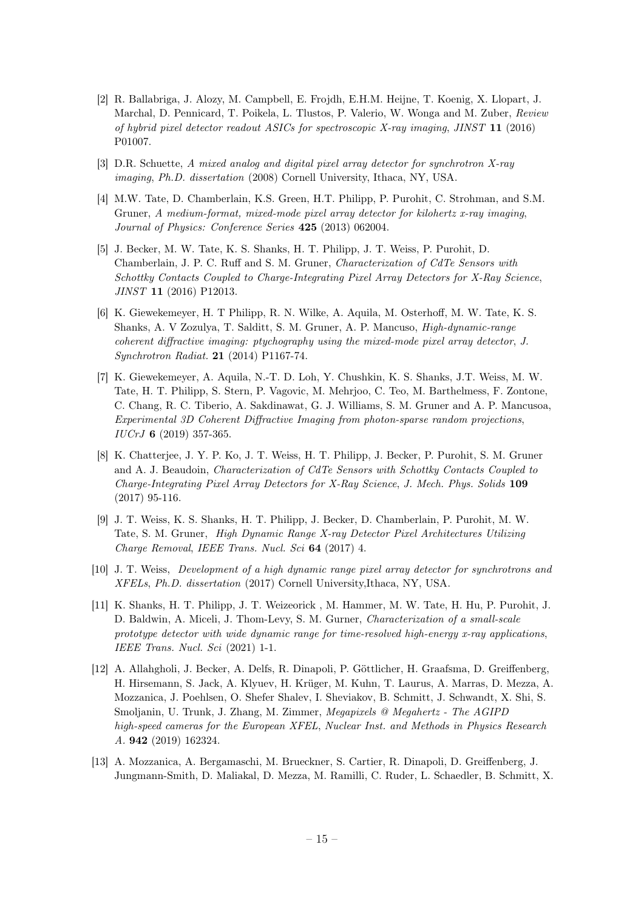[2] R. Ballabriga, J. Alozy, M. Campbell, E. Frojdh, E.H.M. Heijne, T. Koenig, X. Llopart, J. Marchal, D. Pennicard, T. Poikela, L. Tlustos, P. Valerio, W. Wonga and M. Zuber, *Review of hybrid pixel detector readout ASICs for spectroscopic X-ray imaging*, *JINST* **11** (2016) P01007.

[3] D.R. Schuette, *A mixed analog and digital pixel array detector for synchrotron X-ray imaging*, *Ph.D. dissertation* (2008) Cornell University, Ithaca, NY, USA.

[4] M.W. Tate, D. Chamberlain, K.S. Green, H.T. Philipp, P. Purohit, C. Strohman, and S.M. Gruner, *A medium-format, mixed-mode pixel array detector for kilohertz x-ray imaging*, *Journal of Physics: Conference Series* **425** (2013) 062004.

[5] J. Becker, M. W. Tate, K. S. Shanks, H. T. Philipp, J. T. Weiss, P. Purohit, D. Chamberlain, J. P. C. Ruff and S. M. Gruner, *Characterization of CdTe Sensors with Schottky Contacts Coupled to Charge-Integrating Pixel Array Detectors for X-Ray Science*, *JINST* **11** (2016) P12013.

[6] K. Giewekemeyer, H. T Philipp, R. N. Wilke, A. Aquila, M. Osterhoff, M. W. Tate, K. S. Shanks, A. V Zozulya, T. Salditt, S. M. Gruner, A. P. Mancuso, *High-dynamic-range coherent diffractive imaging: ptychography using the mixed-mode pixel array detector*, *J. Synchrotron Radiat.* **21** (2014) P1167-74.

[7] K. Giewekemeyer, A. Aquila, N.-T. D. Loh, Y. Chushkin, K. S. Shanks, J.T. Weiss, M. W. Tate, H. T. Philipp, S. Stern, P. Vagovic, M. Mehrjoo, C. Teo, M. Barthelmess, F. Zontone, C. Chang, R. C. Tiberio, A. Sakdinawat, G. J. Williams, S. M. Gruner and A. P. Mancusoa, *Experimental 3D Coherent Diffractive Imaging from photon-sparse random projections*, *IUCrJ* **6** (2019) 357-365.

[8] K. Chatterjee, J. Y. P. Ko, J. T. Weiss, H. T. Philipp, J. Becker, P. Purohit, S. M. Gruner and A. J. Beaudoin, *Characterization of CdTe Sensors with Schottky Contacts Coupled to Charge-Integrating Pixel Array Detectors for X-Ray Science*, *J. Mech. Phys. Solids* **109** (2017) 95-116.

[9] J. T. Weiss, K. S. Shanks, H. T. Philipp, J. Becker, D. Chamberlain, P. Purohit, M. W. Tate, S. M. Gruner, *High Dynamic Range X-ray Detector Pixel Architectures Utilizing Charge Removal*, *IEEE Trans. Nucl. Sci* **64** (2017) 4.

[10] J. T. Weiss, *Development of a high dynamic range pixel array detector for synchrotrons and XFELs*, *Ph.D. dissertation* (2017) Cornell University,Ithaca, NY, USA.

[11] K. Shanks, H. T. Philipp, J. T. Weizeorick , M. Hammer, M. W. Tate, H. Hu, P. Purohit, J. D. Baldwin, A. Miceli, J. Thom-Levy, S. M. Gurner, *Characterization of a small-scale prototype detector with wide dynamic range for time-resolved high-energy x-ray applications*, *IEEE Trans. Nucl. Sci* (2021) 1-1.

[12] A. Allahgholi, J. Becker, A. Delfs, R. Dinapoli, P. Göttlicher, H. Graafsma, D. Greiffenberg, H. Hirsemann, S. Jack, A. Klyuev, H. Krüger, M. Kuhn, T. Laurus, A. Marras, D. Mezza, A. Mozzanica, J. Poehlsen, O. Shefer Shalev, I. Sheviakov, B. Schmitt, J. Schwandt, X. Shi, S. Smoljanin, U. Trunk, J. Zhang, M. Zimmer, *Megapixels @ Megahertz - The AGIPD high-speed cameras for the European XFEL*, *Nuclear Inst. and Methods in Physics Research A.* **942** (2019) 162324.

[13] A. Mozzanica, A. Bergamaschi, M. Brueckner, S. Cartier, R. Dinapoli, D. Greiffenberg, J. Jungmann-Smith, D. Maliakal, D. Mezza, M. Ramilli, C. Ruder, L. Schaedler, B. Schmitt, X.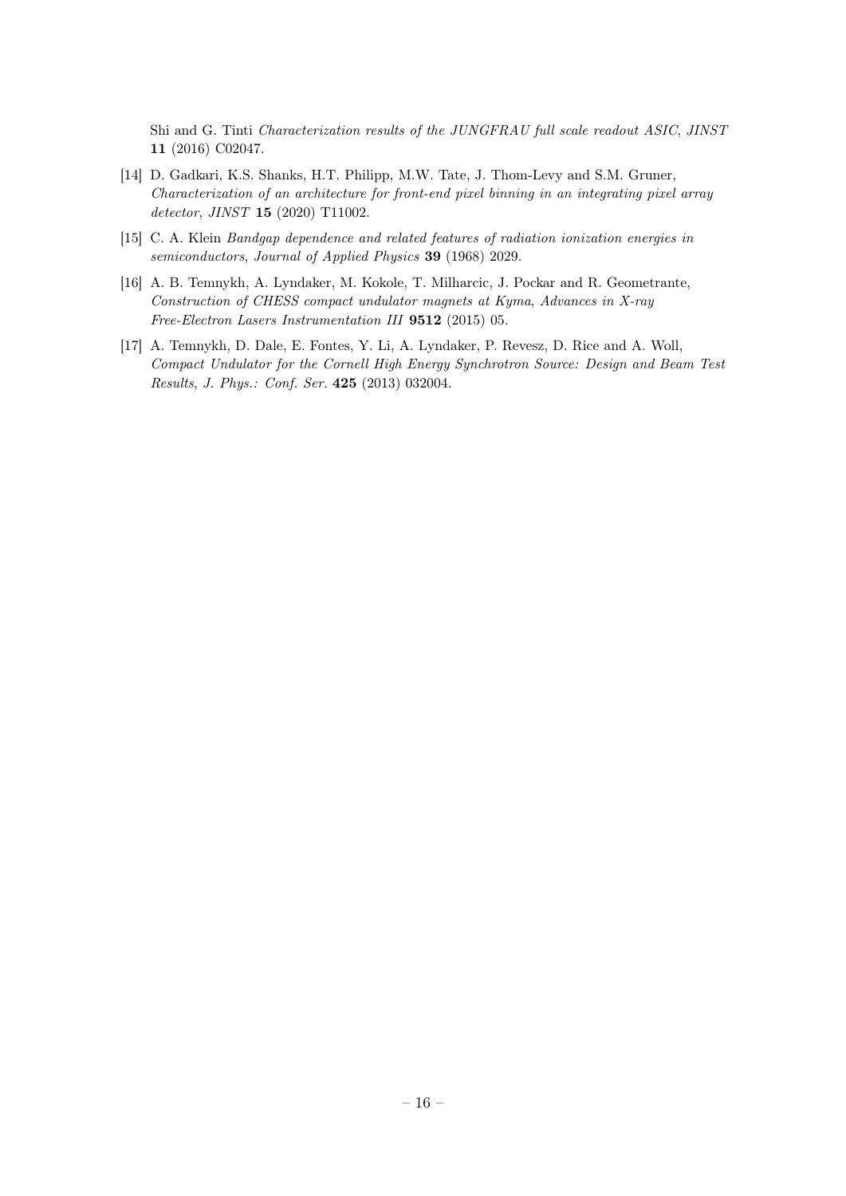Shi and G. Tinti *Characterization results of the JUNGFRAU full scale readout ASIC*, *JINST* **11** (2016) C02047.

[14] D. Gadkari, K.S. Shanks, H.T. Philipp, M.W. Tate, J. Thom-Levy and S.M. Gruner, *Characterization of an architecture for front-end pixel binning in an integrating pixel array detector*, *JINST* **15** (2020) T11002.

[15] C. A. Klein *Bandgap dependence and related features of radiation ionization energies in semiconductors*, *Journal of Applied Physics* **39** (1968) 2029.

[16] A. B. Temnykh, A. Lyndaker, M. Kokole, T. Milharcic, J. Pockar and R. Geometrante, *Construction of CHESS compact undulator magnets at Kyma*, *Advances in X-ray Free-Electron Lasers Instrumentation III* **9512** (2015) 05.

[17] A. Temnykh, D. Dale, E. Fontes, Y. Li, A. Lyndaker, P. Revesz, D. Rice and A. Woll, *Compact Undulator for the Cornell High Energy Synchrotron Source: Design and Beam Test Results*, *J. Phys.: Conf. Ser.* **425** (2013) 032004.